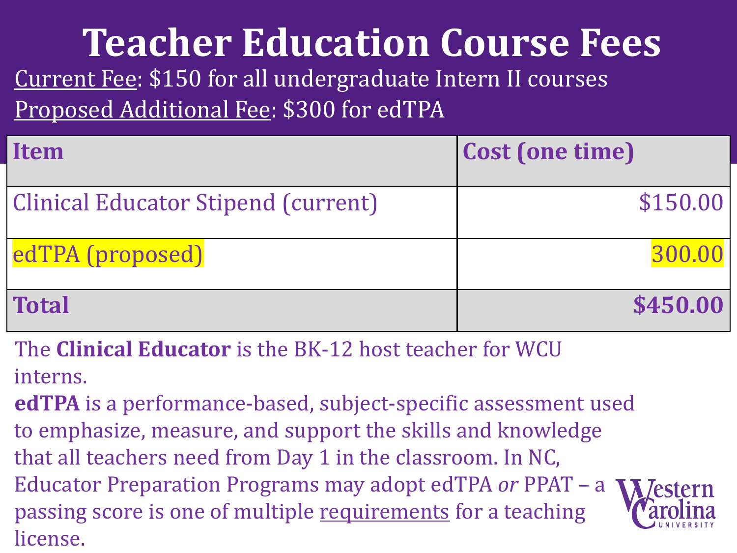# Teacher Education Course Fees

Current Fee: $150 for all undergraduate Intern II courses

Proposed Additional Fee: $300 for edTPA

| Item | Cost (one time) |
|---|---|
| Clinical Educator Stipend (current) | $150.00 |
| edTPA (proposed) | 300.00 |
| **Total** | **$450.00** |

The **Clinical Educator** is the BK-12 host teacher for WCU interns.

**edTPA** is a performance-based, subject-specific assessment used to emphasize, measure, and support the skills and knowledge that all teachers need from Day 1 in the classroom. In NC, Educator Preparation Programs may adopt edTPA *or* PPAT – a passing score is one of multiple requirements for a teaching license.

Western Carolina University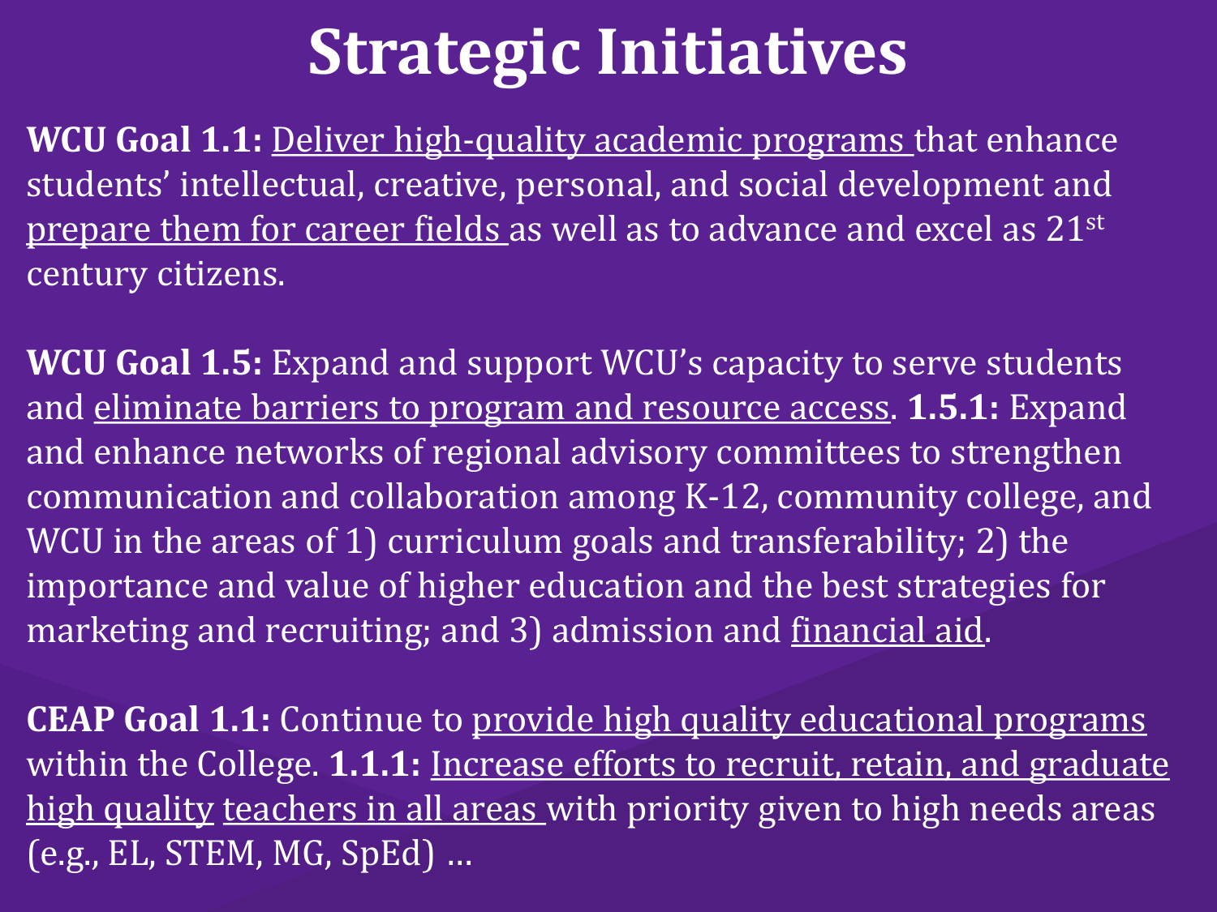# Strategic Initiatives

**WCU Goal 1.1:** Deliver high-quality academic programs that enhance students' intellectual, creative, personal, and social development and prepare them for career fields as well as to advance and excel as 21st century citizens.

**WCU Goal 1.5:** Expand and support WCU's capacity to serve students and eliminate barriers to program and resource access. **1.5.1:** Expand and enhance networks of regional advisory committees to strengthen communication and collaboration among K-12, community college, and WCU in the areas of 1) curriculum goals and transferability; 2) the importance and value of higher education and the best strategies for marketing and recruiting; and 3) admission and financial aid.

**CEAP Goal 1.1:** Continue to provide high quality educational programs within the College. **1.1.1:** Increase efforts to recruit, retain, and graduate high quality teachers in all areas with priority given to high needs areas (e.g., EL, STEM, MG, SpEd) …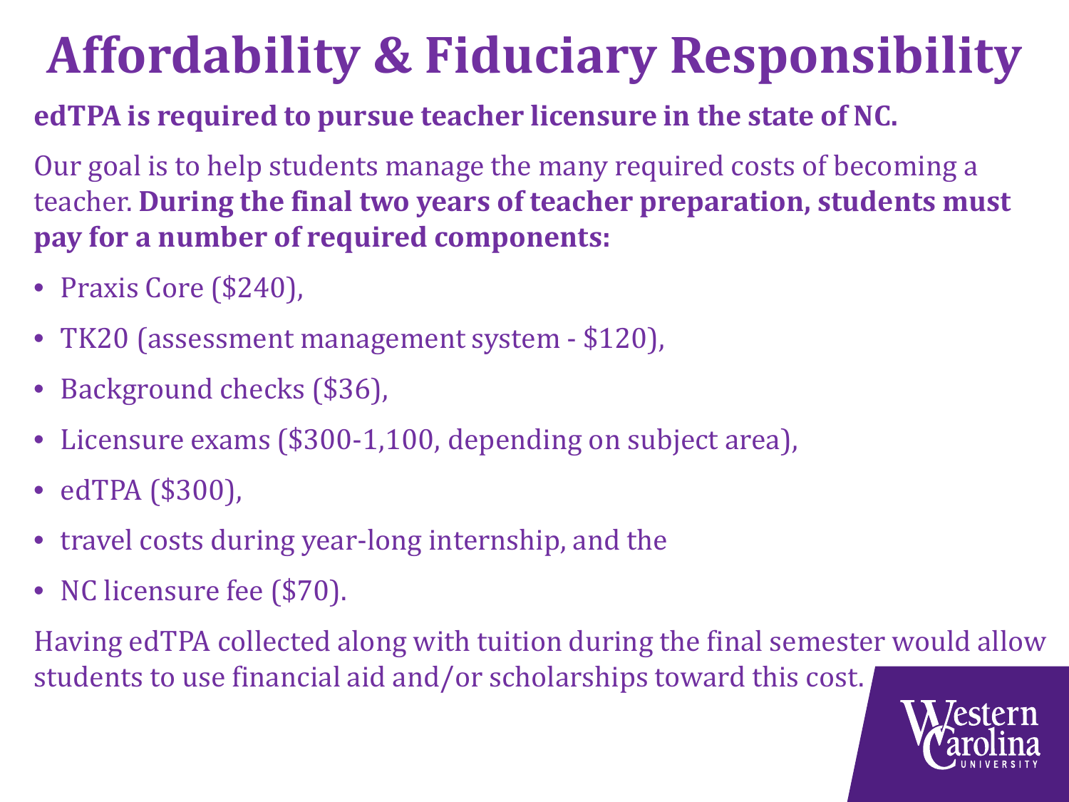# Affordability & Fiduciary Responsibility

**edTPA is required to pursue teacher licensure in the state of NC.**

Our goal is to help students manage the many required costs of becoming a teacher. **During the final two years of teacher preparation, students must pay for a number of required components:**

- Praxis Core ($240),
- TK20 (assessment management system - $120),
- Background checks ($36),
- Licensure exams ($300-1,100, depending on subject area),
- edTPA ($300),
- travel costs during year-long internship, and the
- NC licensure fee ($70).

Having edTPA collected along with tuition during the final semester would allow students to use financial aid and/or scholarships toward this cost.

Western Carolina UNIVERSITY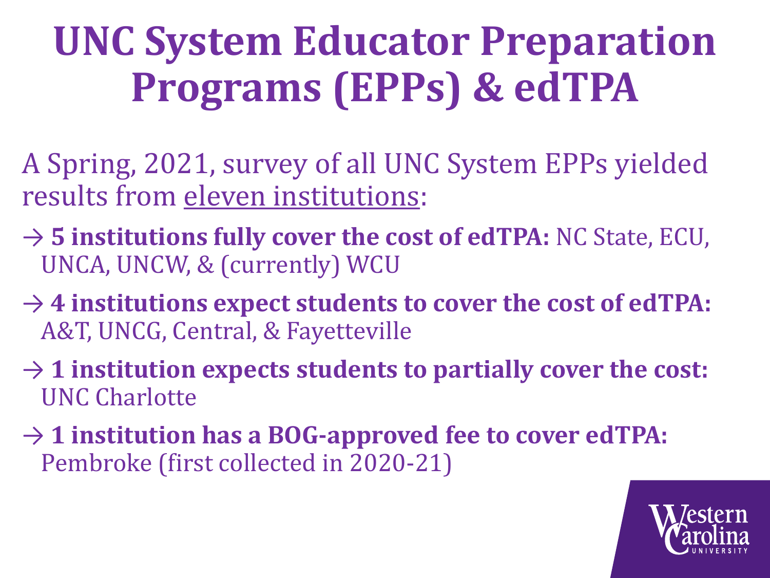# UNC System Educator Preparation Programs (EPPs) & edTPA

A Spring, 2021, survey of all UNC System EPPs yielded results from eleven institutions:

→ **5 institutions fully cover the cost of edTPA:** NC State, ECU, UNCA, UNCW, & (currently) WCU

→ **4 institutions expect students to cover the cost of edTPA:** A&T, UNCG, Central, & Fayetteville

→ **1 institution expects students to partially cover the cost:** UNC Charlotte

→ **1 institution has a BOG-approved fee to cover edTPA:** Pembroke (first collected in 2020-21)